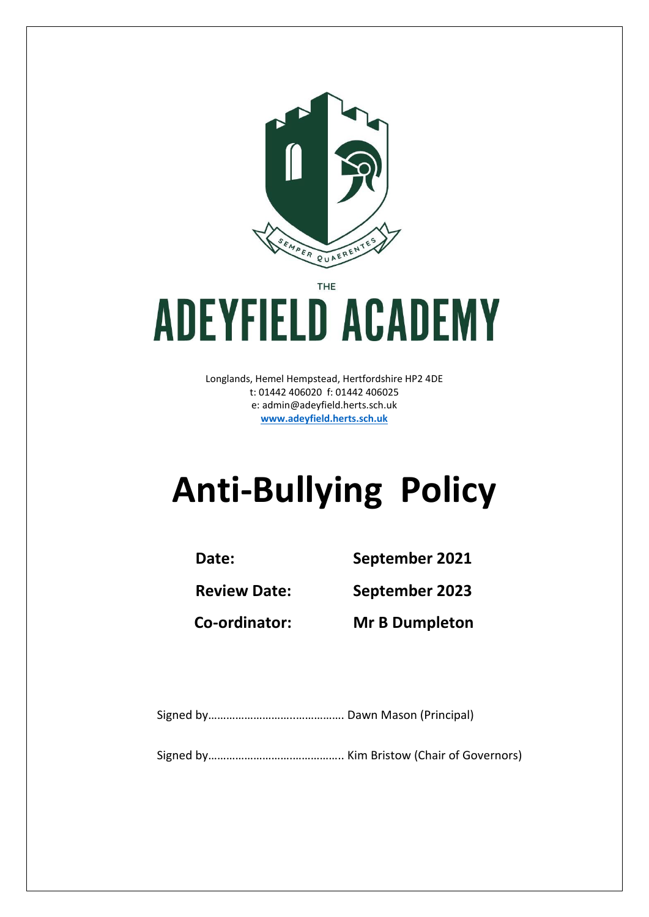THE

# ADEYFIELD ACADEMY

Longlands, Hemel Hempstead, Hertfordshire HP2 4DE
t: 01442 406020 f: 01442 406025
e: admin@adeyfield.herts.sch.uk
**www.adeyfield.herts.sch.uk**

# Anti-Bullying Policy

| | |
|---|---|
| **Date:** | **September 2021** |
| **Review Date:** | **September 2023** |
| **Co-ordinator:** | **Mr B Dumpleton** |

Signed by……………………….……………. Dawn Mason (Principal)

Signed by…………………………………….. Kim Bristow (Chair of Governors)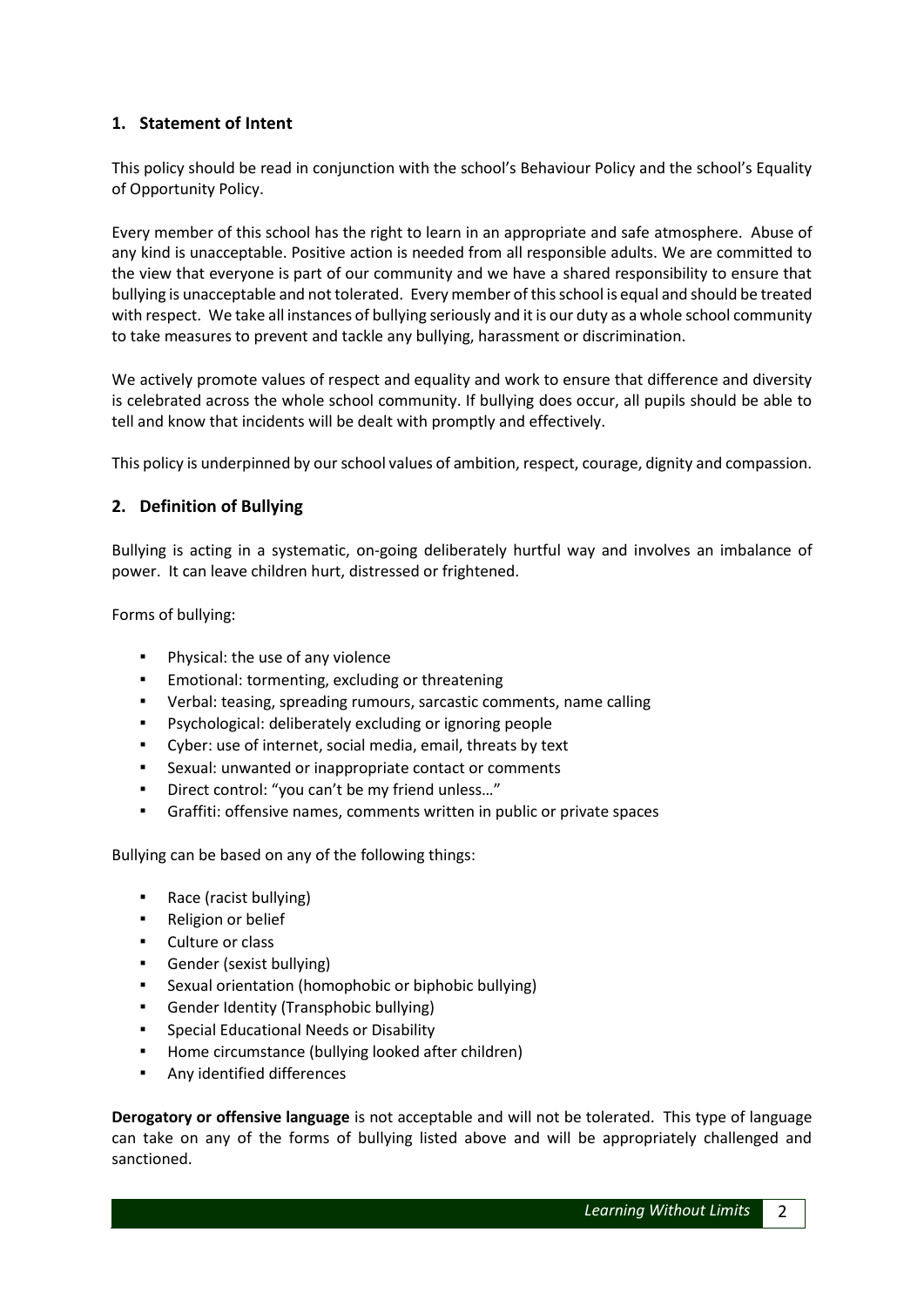## 1. Statement of Intent

This policy should be read in conjunction with the school's Behaviour Policy and the school's Equality of Opportunity Policy.

Every member of this school has the right to learn in an appropriate and safe atmosphere. Abuse of any kind is unacceptable. Positive action is needed from all responsible adults. We are committed to the view that everyone is part of our community and we have a shared responsibility to ensure that bullying is unacceptable and not tolerated. Every member of this school is equal and should be treated with respect. We take all instances of bullying seriously and it is our duty as a whole school community to take measures to prevent and tackle any bullying, harassment or discrimination.

We actively promote values of respect and equality and work to ensure that difference and diversity is celebrated across the whole school community. If bullying does occur, all pupils should be able to tell and know that incidents will be dealt with promptly and effectively.

This policy is underpinned by our school values of ambition, respect, courage, dignity and compassion.

## 2. Definition of Bullying

Bullying is acting in a systematic, on-going deliberately hurtful way and involves an imbalance of power. It can leave children hurt, distressed or frightened.

Forms of bullying:

- Physical: the use of any violence
- Emotional: tormenting, excluding or threatening
- Verbal: teasing, spreading rumours, sarcastic comments, name calling
- Psychological: deliberately excluding or ignoring people
- Cyber: use of internet, social media, email, threats by text
- Sexual: unwanted or inappropriate contact or comments
- Direct control: "you can't be my friend unless…"
- Graffiti: offensive names, comments written in public or private spaces

Bullying can be based on any of the following things:

- Race (racist bullying)
- Religion or belief
- Culture or class
- Gender (sexist bullying)
- Sexual orientation (homophobic or biphobic bullying)
- Gender Identity (Transphobic bullying)
- Special Educational Needs or Disability
- Home circumstance (bullying looked after children)
- Any identified differences

**Derogatory or offensive language** is not acceptable and will not be tolerated. This type of language can take on any of the forms of bullying listed above and will be appropriately challenged and sanctioned.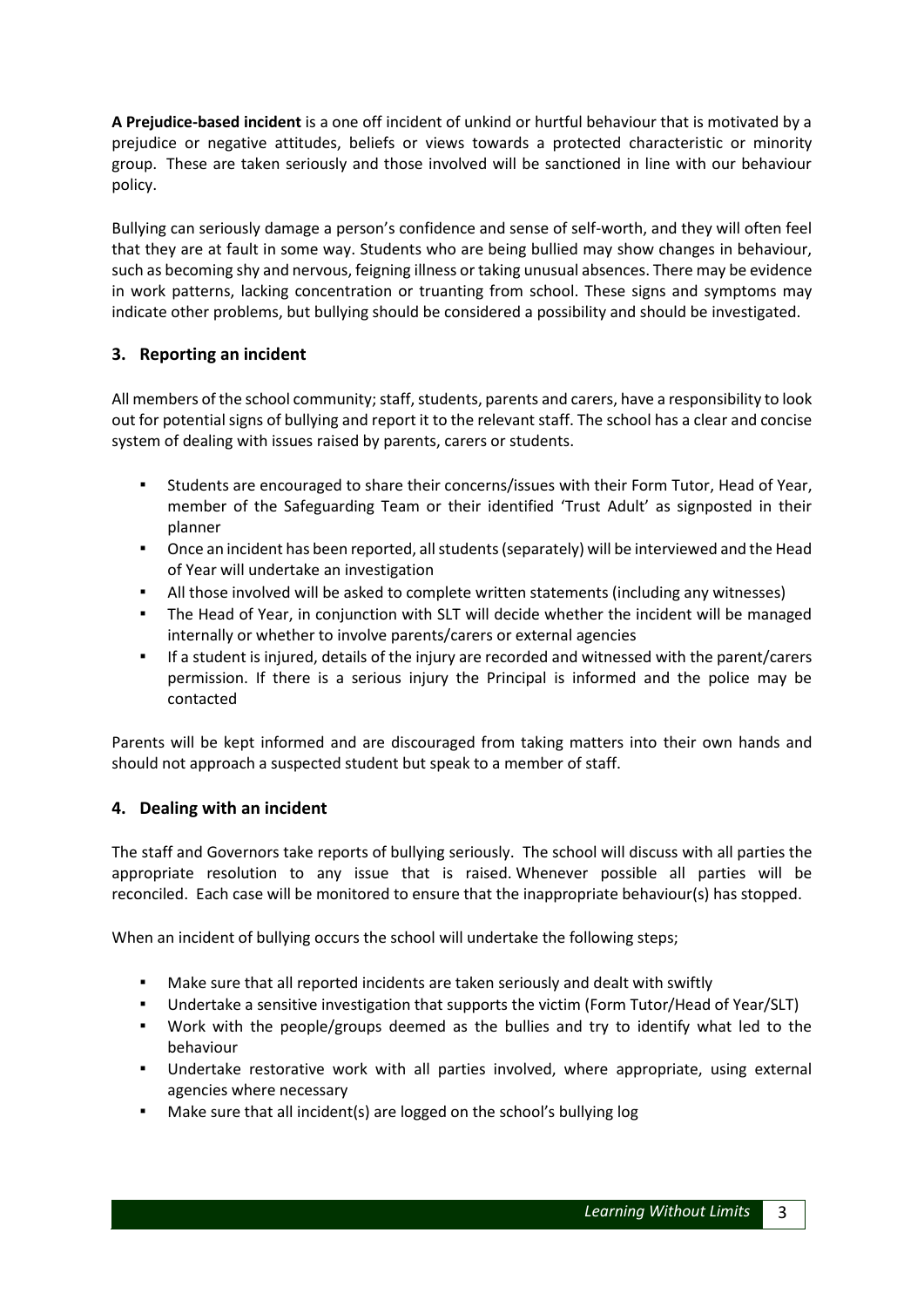**A Prejudice-based incident** is a one off incident of unkind or hurtful behaviour that is motivated by a prejudice or negative attitudes, beliefs or views towards a protected characteristic or minority group. These are taken seriously and those involved will be sanctioned in line with our behaviour policy.

Bullying can seriously damage a person's confidence and sense of self-worth, and they will often feel that they are at fault in some way. Students who are being bullied may show changes in behaviour, such as becoming shy and nervous, feigning illness or taking unusual absences. There may be evidence in work patterns, lacking concentration or truanting from school. These signs and symptoms may indicate other problems, but bullying should be considered a possibility and should be investigated.

## 3. Reporting an incident

All members of the school community; staff, students, parents and carers, have a responsibility to look out for potential signs of bullying and report it to the relevant staff. The school has a clear and concise system of dealing with issues raised by parents, carers or students.

- Students are encouraged to share their concerns/issues with their Form Tutor, Head of Year, member of the Safeguarding Team or their identified 'Trust Adult' as signposted in their planner
- Once an incident has been reported, all students (separately) will be interviewed and the Head of Year will undertake an investigation
- All those involved will be asked to complete written statements (including any witnesses)
- The Head of Year, in conjunction with SLT will decide whether the incident will be managed internally or whether to involve parents/carers or external agencies
- If a student is injured, details of the injury are recorded and witnessed with the parent/carers permission. If there is a serious injury the Principal is informed and the police may be contacted

Parents will be kept informed and are discouraged from taking matters into their own hands and should not approach a suspected student but speak to a member of staff.

## 4. Dealing with an incident

The staff and Governors take reports of bullying seriously. The school will discuss with all parties the appropriate resolution to any issue that is raised. Whenever possible all parties will be reconciled. Each case will be monitored to ensure that the inappropriate behaviour(s) has stopped.

When an incident of bullying occurs the school will undertake the following steps;

- Make sure that all reported incidents are taken seriously and dealt with swiftly
- Undertake a sensitive investigation that supports the victim (Form Tutor/Head of Year/SLT)
- Work with the people/groups deemed as the bullies and try to identify what led to the behaviour
- Undertake restorative work with all parties involved, where appropriate, using external agencies where necessary
- Make sure that all incident(s) are logged on the school's bullying log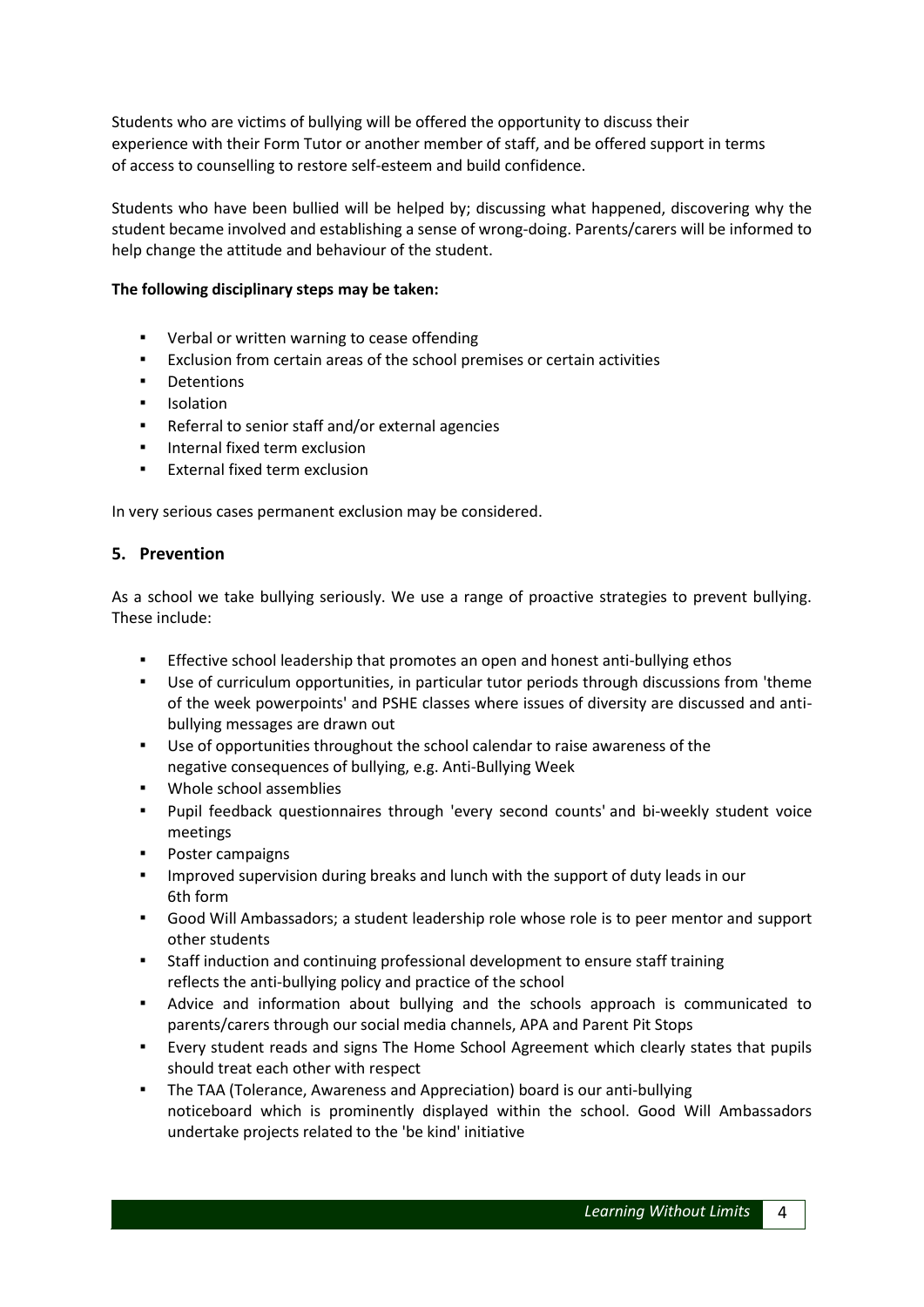Students who are victims of bullying will be offered the opportunity to discuss their experience with their Form Tutor or another member of staff, and be offered support in terms of access to counselling to restore self-esteem and build confidence.

Students who have been bullied will be helped by; discussing what happened, discovering why the student became involved and establishing a sense of wrong-doing. Parents/carers will be informed to help change the attitude and behaviour of the student.

**The following disciplinary steps may be taken:**

- Verbal or written warning to cease offending
- Exclusion from certain areas of the school premises or certain activities
- Detentions
- Isolation
- Referral to senior staff and/or external agencies
- Internal fixed term exclusion
- External fixed term exclusion

In very serious cases permanent exclusion may be considered.

## 5. Prevention

As a school we take bullying seriously. We use a range of proactive strategies to prevent bullying. These include:

- Effective school leadership that promotes an open and honest anti-bullying ethos
- Use of curriculum opportunities, in particular tutor periods through discussions from 'theme of the week powerpoints' and PSHE classes where issues of diversity are discussed and anti-bullying messages are drawn out
- Use of opportunities throughout the school calendar to raise awareness of the negative consequences of bullying, e.g. Anti-Bullying Week
- Whole school assemblies
- Pupil feedback questionnaires through 'every second counts' and bi-weekly student voice meetings
- Poster campaigns
- Improved supervision during breaks and lunch with the support of duty leads in our 6th form
- Good Will Ambassadors; a student leadership role whose role is to peer mentor and support other students
- Staff induction and continuing professional development to ensure staff training reflects the anti-bullying policy and practice of the school
- Advice and information about bullying and the schools approach is communicated to parents/carers through our social media channels, APA and Parent Pit Stops
- Every student reads and signs The Home School Agreement which clearly states that pupils should treat each other with respect
- The TAA (Tolerance, Awareness and Appreciation) board is our anti-bullying noticeboard which is prominently displayed within the school. Good Will Ambassadors undertake projects related to the 'be kind' initiative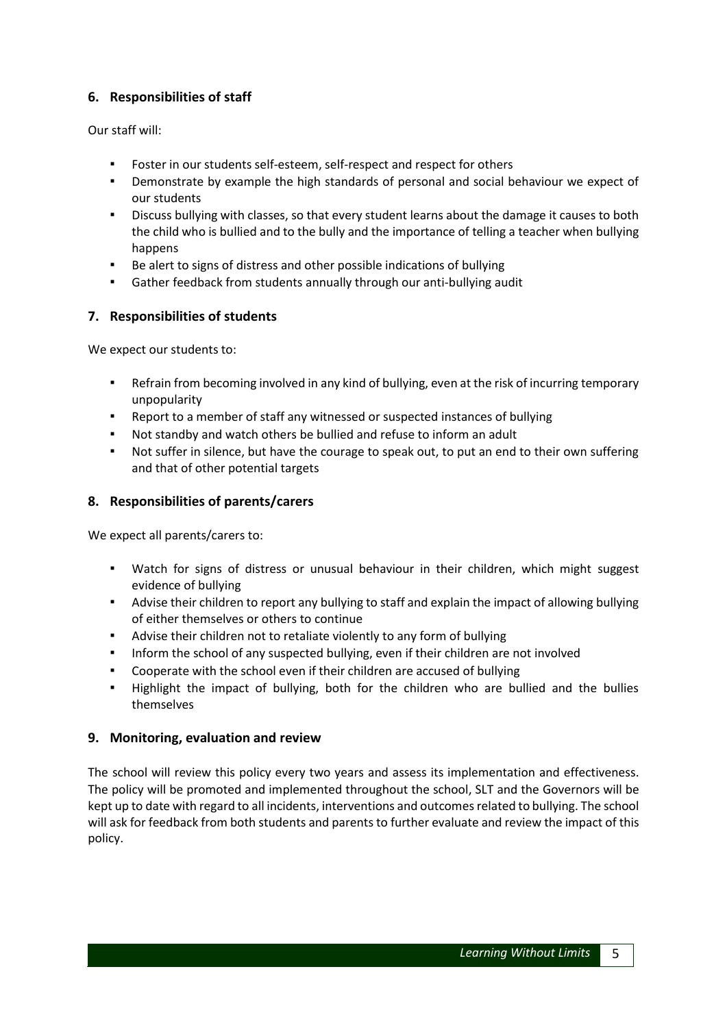## 6. Responsibilities of staff

Our staff will:

- Foster in our students self-esteem, self-respect and respect for others
- Demonstrate by example the high standards of personal and social behaviour we expect of our students
- Discuss bullying with classes, so that every student learns about the damage it causes to both the child who is bullied and to the bully and the importance of telling a teacher when bullying happens
- Be alert to signs of distress and other possible indications of bullying
- Gather feedback from students annually through our anti-bullying audit

## 7. Responsibilities of students

We expect our students to:

- Refrain from becoming involved in any kind of bullying, even at the risk of incurring temporary unpopularity
- Report to a member of staff any witnessed or suspected instances of bullying
- Not standby and watch others be bullied and refuse to inform an adult
- Not suffer in silence, but have the courage to speak out, to put an end to their own suffering and that of other potential targets

## 8. Responsibilities of parents/carers

We expect all parents/carers to:

- Watch for signs of distress or unusual behaviour in their children, which might suggest evidence of bullying
- Advise their children to report any bullying to staff and explain the impact of allowing bullying of either themselves or others to continue
- Advise their children not to retaliate violently to any form of bullying
- Inform the school of any suspected bullying, even if their children are not involved
- Cooperate with the school even if their children are accused of bullying
- Highlight the impact of bullying, both for the children who are bullied and the bullies themselves

## 9. Monitoring, evaluation and review

The school will review this policy every two years and assess its implementation and effectiveness. The policy will be promoted and implemented throughout the school, SLT and the Governors will be kept up to date with regard to all incidents, interventions and outcomes related to bullying. The school will ask for feedback from both students and parents to further evaluate and review the impact of this policy.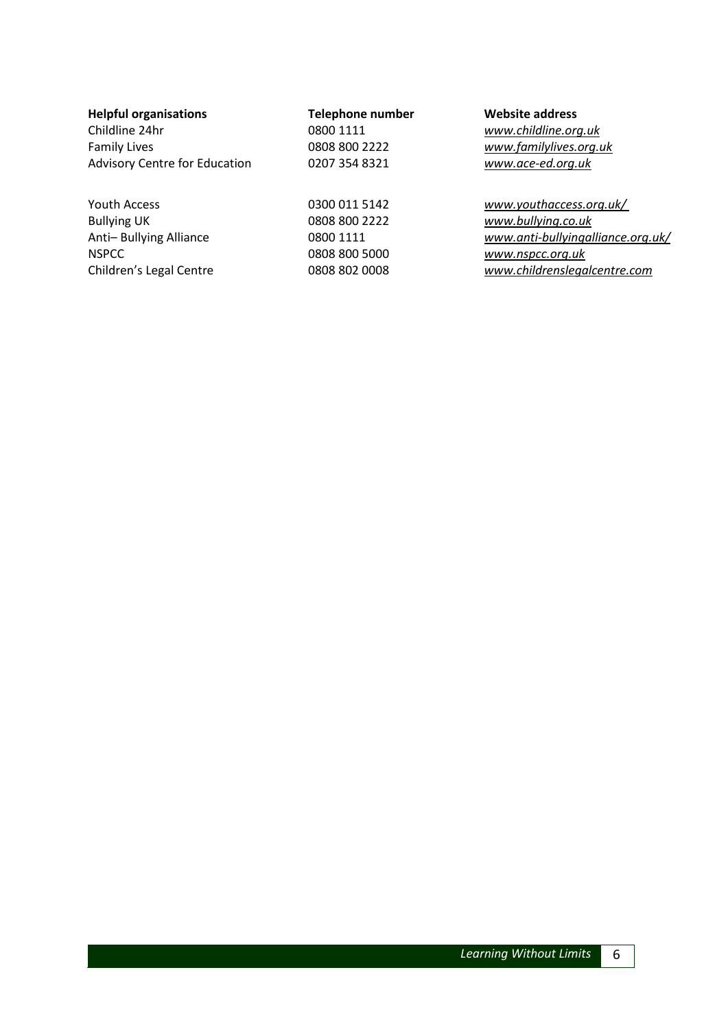| **Helpful organisations** | **Telephone number** | **Website address** |
| --- | --- | --- |
| Childline 24hr | 0800 1111 | *www.childline.org.uk* |
| Family Lives | 0808 800 2222 | *www.familylives.org.uk* |
| Advisory Centre for Education | 0207 354 8321 | *www.ace-ed.org.uk* |
| | | |
| Youth Access | 0300 011 5142 | *www.youthaccess.org.uk/* |
| Bullying UK | 0808 800 2222 | *www.bullying.co.uk* |
| Anti– Bullying Alliance | 0800 1111 | *www.anti-bullyingalliance.org.uk/* |
| NSPCC | 0808 800 5000 | *www.nspcc.org.uk* |
| Children's Legal Centre | 0808 802 0008 | *www.childrenslegalcentre.com* |